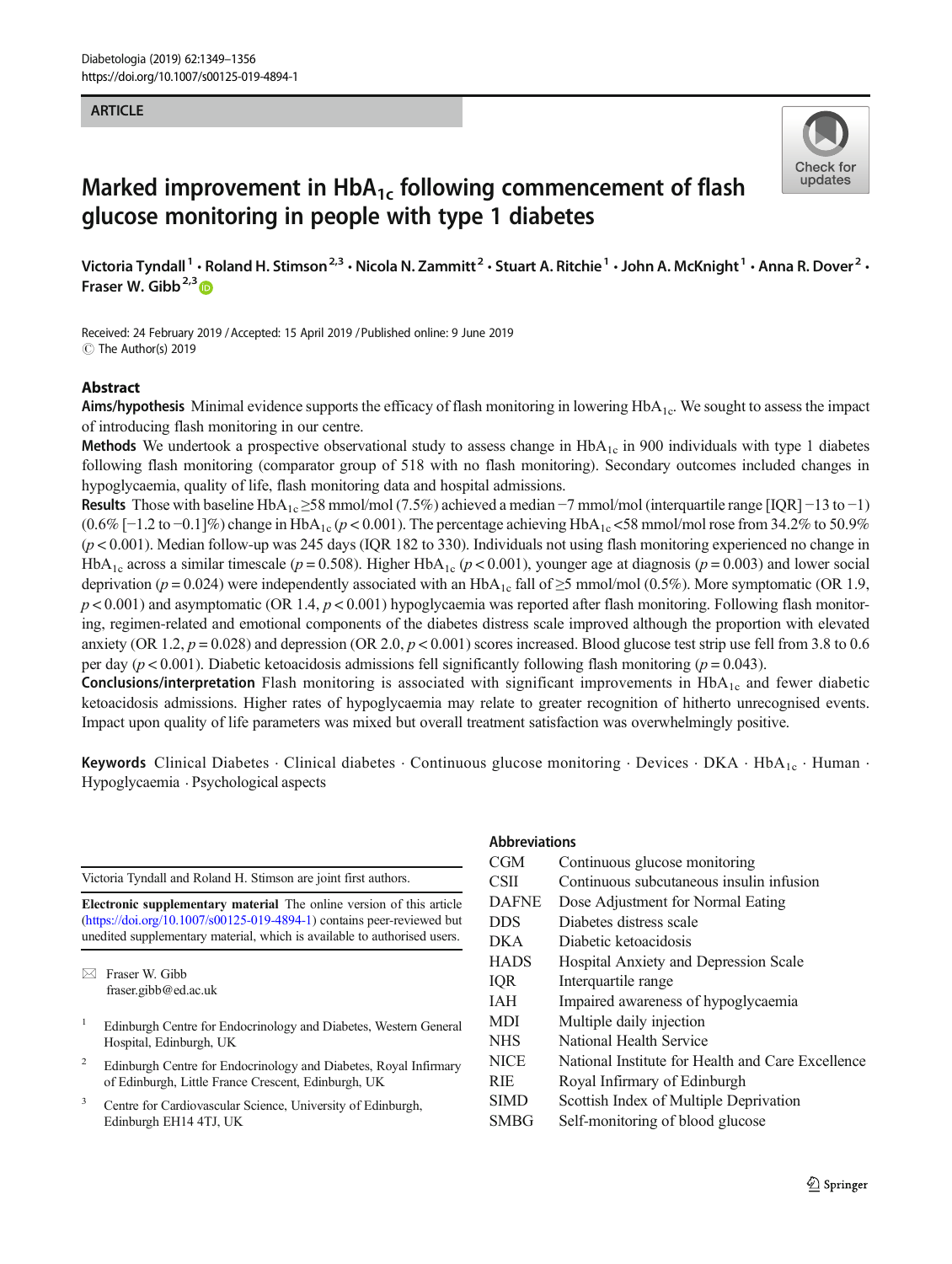ARTICLE

# Marked improvement in $HbA_{1c}$ following commencement of flash glucose monitoring in people with type 1 diabetes

Victoria Tyndall[1] · Roland H. Stimson[2,3] · Nicola N. Zammitt[2] · Stuart A. Ritchie[1] · John A. McKnight[1] · Anna R. Dover[2] · Fraser W. Gibb[2,3]

Received: 24 February 2019 / Accepted: 15 April 2019 / Published online: 9 June 2019
© The Author(s) 2019

## Abstract

**Aims/hypothesis** Minimal evidence supports the efficacy of flash monitoring in lowering $HbA_{1c}$. We sought to assess the impact of introducing flash monitoring in our centre.

**Methods** We undertook a prospective observational study to assess change in $HbA_{1c}$ in 900 individuals with type 1 diabetes following flash monitoring (comparator group of 518 with no flash monitoring). Secondary outcomes included changes in hypoglycaemia, quality of life, flash monitoring data and hospital admissions.

**Results** Those with baseline $HbA_{1c}$ ≥58 mmol/mol (7.5%) achieved a median −7 mmol/mol (interquartile range [IQR] −13 to −1) (0.6% [−1.2 to −0.1]%) change in $HbA_{1c}$ ($p < 0.001$). The percentage achieving $HbA_{1c}$ <58 mmol/mol rose from 34.2% to 50.9% ($p < 0.001$). Median follow-up was 245 days (IQR 182 to 330). Individuals not using flash monitoring experienced no change in $HbA_{1c}$ across a similar timescale ($p = 0.508$). Higher $HbA_{1c}$ ($p < 0.001$), younger age at diagnosis ($p = 0.003$) and lower social deprivation ($p = 0.024$) were independently associated with an $HbA_{1c}$ fall of ≥5 mmol/mol (0.5%). More symptomatic (OR 1.9, $p < 0.001$) and asymptomatic (OR 1.4, $p < 0.001$) hypoglycaemia was reported after flash monitoring. Following flash monitoring, regimen-related and emotional components of the diabetes distress scale improved although the proportion with elevated anxiety (OR 1.2, $p = 0.028$) and depression (OR 2.0, $p < 0.001$) scores increased. Blood glucose test strip use fell from 3.8 to 0.6 per day ($p < 0.001$). Diabetic ketoacidosis admissions fell significantly following flash monitoring ($p = 0.043$).

**Conclusions/interpretation** Flash monitoring is associated with significant improvements in $HbA_{1c}$ and fewer diabetic ketoacidosis admissions. Higher rates of hypoglycaemia may relate to greater recognition of hitherto unrecognised events. Impact upon quality of life parameters was mixed but overall treatment satisfaction was overwhelmingly positive.

**Keywords** Clinical Diabetes · Clinical diabetes · Continuous glucose monitoring · Devices · DKA · $HbA_{1c}$ · Human · Hypoglycaemia · Psychological aspects

## Abbreviations

| | |
|---|---|
| CGM | Continuous glucose monitoring |
| CSII | Continuous subcutaneous insulin infusion |
| DAFNE | Dose Adjustment for Normal Eating |
| DDS | Diabetes distress scale |
| DKA | Diabetic ketoacidosis |
| HADS | Hospital Anxiety and Depression Scale |
| IQR | Interquartile range |
| IAH | Impaired awareness of hypoglycaemia |
| MDI | Multiple daily injection |
| NHS | National Health Service |
| NICE | National Institute for Health and Care Excellence |
| RIE | Royal Infirmary of Edinburgh |
| SIMD | Scottish Index of Multiple Deprivation |
| SMBG | Self-monitoring of blood glucose |

Victoria Tyndall and Roland H. Stimson are joint first authors.

**Electronic supplementary material** The online version of this article (https://doi.org/10.1007/s00125-019-4894-1) contains peer-reviewed but unedited supplementary material, which is available to authorised users.

✉ Fraser W. Gibb
fraser.gibb@ed.ac.uk

[1] Edinburgh Centre for Endocrinology and Diabetes, Western General Hospital, Edinburgh, UK

[2] Edinburgh Centre for Endocrinology and Diabetes, Royal Infirmary of Edinburgh, Little France Crescent, Edinburgh, UK

[3] Centre for Cardiovascular Science, University of Edinburgh, Edinburgh EH14 4TJ, UK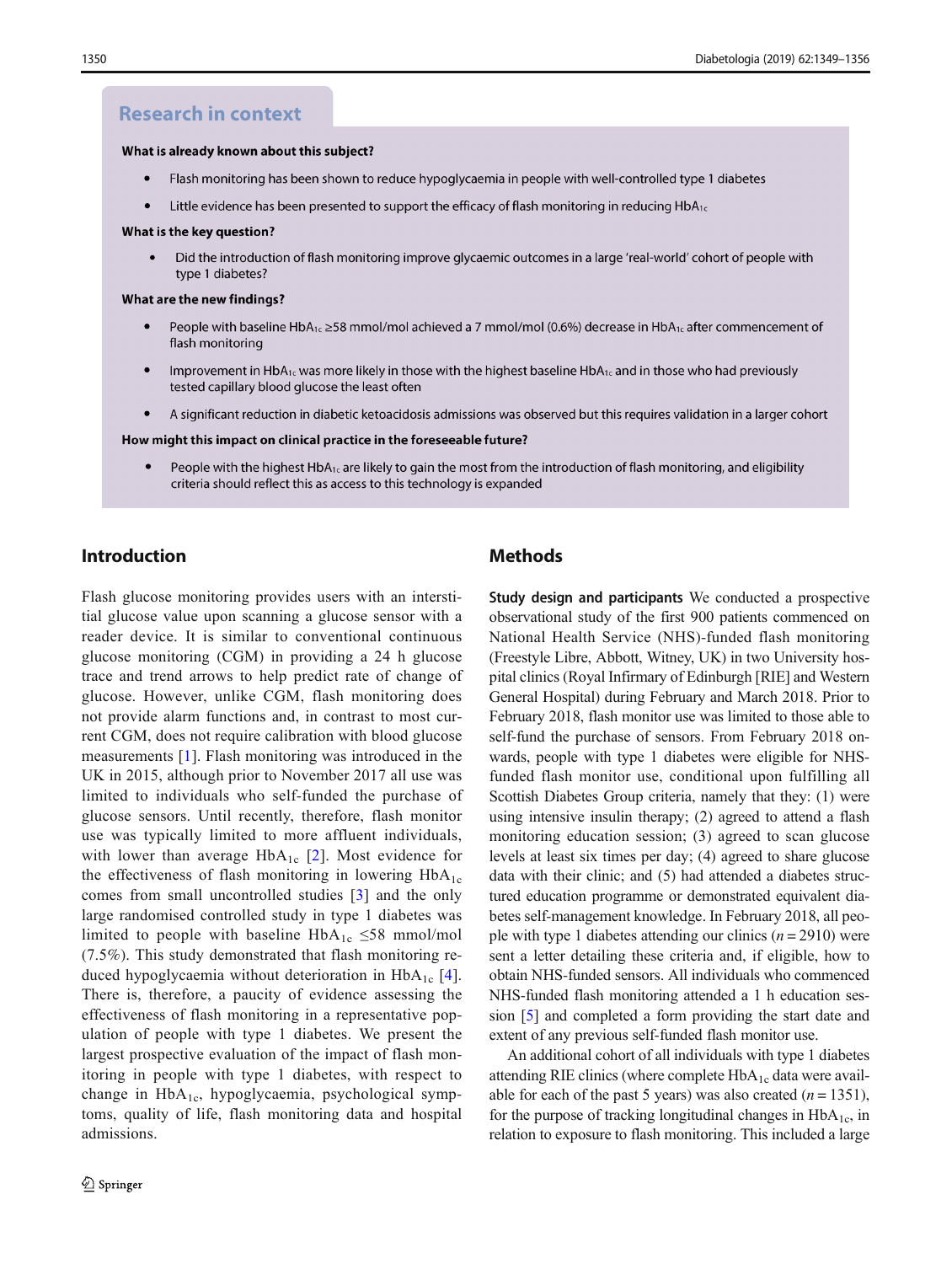## Research in context

**What is already known about this subject?**

- Flash monitoring has been shown to reduce hypoglycaemia in people with well-controlled type 1 diabetes
- Little evidence has been presented to support the efficacy of flash monitoring in reducing $HbA_{1c}$

**What is the key question?**

- Did the introduction of flash monitoring improve glycaemic outcomes in a large 'real-world' cohort of people with type 1 diabetes?

**What are the new findings?**

- People with baseline $HbA_{1c}$ ≥58 mmol/mol achieved a 7 mmol/mol (0.6%) decrease in $HbA_{1c}$ after commencement of flash monitoring
- Improvement in $HbA_{1c}$ was more likely in those with the highest baseline $HbA_{1c}$ and in those who had previously tested capillary blood glucose the least often
- A significant reduction in diabetic ketoacidosis admissions was observed but this requires validation in a larger cohort

**How might this impact on clinical practice in the foreseeable future?**

- People with the highest $HbA_{1c}$ are likely to gain the most from the introduction of flash monitoring, and eligibility criteria should reflect this as access to this technology is expanded

## Introduction

Flash glucose monitoring provides users with an interstitial glucose value upon scanning a glucose sensor with a reader device. It is similar to conventional continuous glucose monitoring (CGM) in providing a 24 h glucose trace and trend arrows to help predict rate of change of glucose. However, unlike CGM, flash monitoring does not provide alarm functions and, in contrast to most current CGM, does not require calibration with blood glucose measurements [1]. Flash monitoring was introduced in the UK in 2015, although prior to November 2017 all use was limited to individuals who self-funded the purchase of glucose sensors. Until recently, therefore, flash monitor use was typically limited to more affluent individuals, with lower than average $HbA_{1c}$ [2]. Most evidence for the effectiveness of flash monitoring in lowering $HbA_{1c}$ comes from small uncontrolled studies [3] and the only large randomised controlled study in type 1 diabetes was limited to people with baseline $HbA_{1c}$ ≤58 mmol/mol (7.5%). This study demonstrated that flash monitoring reduced hypoglycaemia without deterioration in $HbA_{1c}$ [4]. There is, therefore, a paucity of evidence assessing the effectiveness of flash monitoring in a representative population of people with type 1 diabetes. We present the largest prospective evaluation of the impact of flash monitoring in people with type 1 diabetes, with respect to change in $HbA_{1c}$, hypoglycaemia, psychological symptoms, quality of life, flash monitoring data and hospital admissions.

## Methods

**Study design and participants** We conducted a prospective observational study of the first 900 patients commenced on National Health Service (NHS)-funded flash monitoring (Freestyle Libre, Abbott, Witney, UK) in two University hospital clinics (Royal Infirmary of Edinburgh [RIE] and Western General Hospital) during February and March 2018. Prior to February 2018, flash monitor use was limited to those able to self-fund the purchase of sensors. From February 2018 onwards, people with type 1 diabetes were eligible for NHS-funded flash monitor use, conditional upon fulfilling all Scottish Diabetes Group criteria, namely that they: (1) were using intensive insulin therapy; (2) agreed to attend a flash monitoring education session; (3) agreed to scan glucose levels at least six times per day; (4) agreed to share glucose data with their clinic; and (5) had attended a diabetes structured education programme or demonstrated equivalent diabetes self-management knowledge. In February 2018, all people with type 1 diabetes attending our clinics ($n = 2910$) were sent a letter detailing these criteria and, if eligible, how to obtain NHS-funded sensors. All individuals who commenced NHS-funded flash monitoring attended a 1 h education session [5] and completed a form providing the start date and extent of any previous self-funded flash monitor use.

An additional cohort of all individuals with type 1 diabetes attending RIE clinics (where complete $HbA_{1c}$ data were available for each of the past 5 years) was also created ($n = 1351$), for the purpose of tracking longitudinal changes in $HbA_{1c}$, in relation to exposure to flash monitoring. This included a large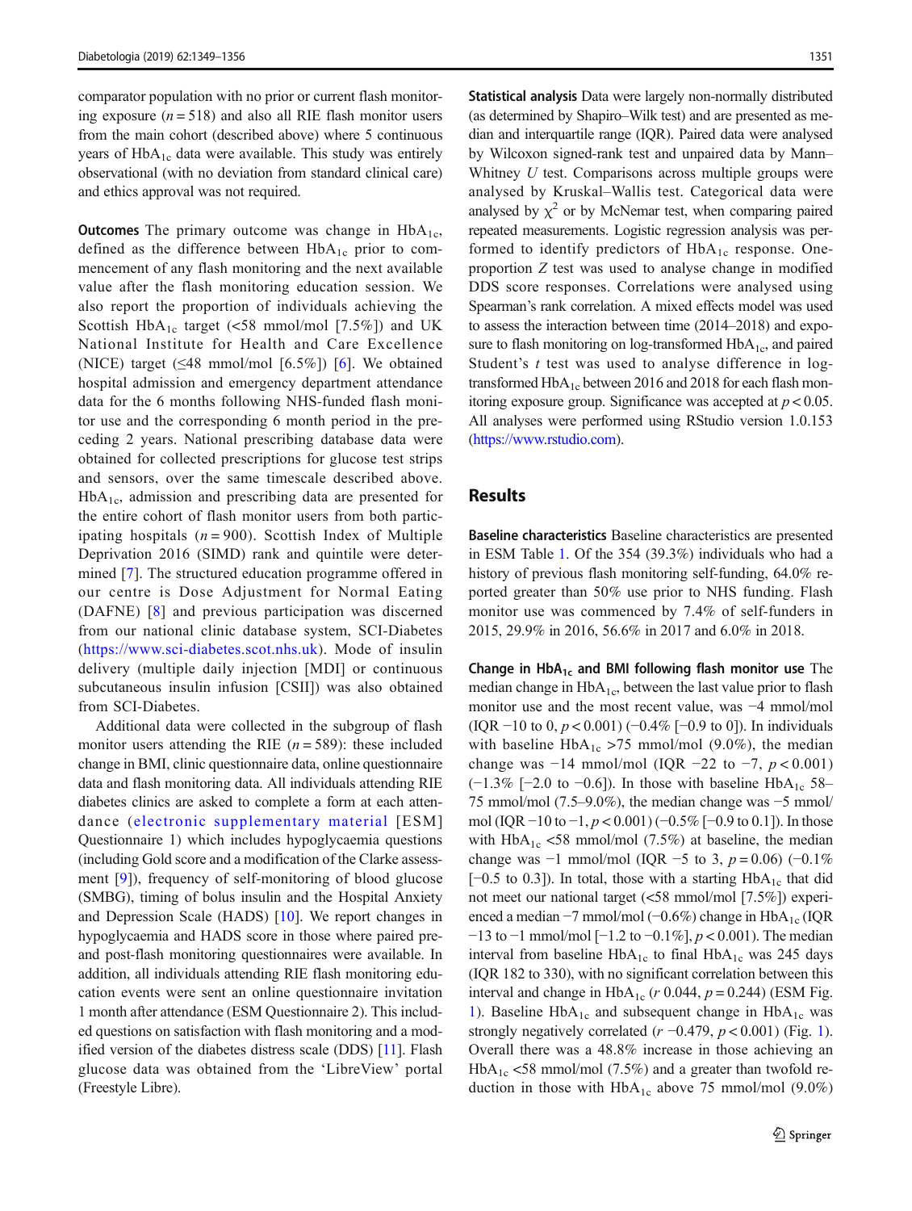comparator population with no prior or current flash monitoring exposure ($n = 518$) and also all RIE flash monitor users from the main cohort (described above) where 5 continuous years of $HbA_{1c}$ data were available. This study was entirely observational (with no deviation from standard clinical care) and ethics approval was not required.

**Outcomes** The primary outcome was change in $HbA_{1c}$, defined as the difference between $HbA_{1c}$ prior to commencement of any flash monitoring and the next available value after the flash monitoring education session. We also report the proportion of individuals achieving the Scottish $HbA_{1c}$ target (<58 mmol/mol [7.5%]) and UK National Institute for Health and Care Excellence (NICE) target (≤48 mmol/mol [6.5%]) [6]. We obtained hospital admission and emergency department attendance data for the 6 months following NHS-funded flash monitor use and the corresponding 6 month period in the preceding 2 years. National prescribing database data were obtained for collected prescriptions for glucose test strips and sensors, over the same timescale described above. $HbA_{1c}$, admission and prescribing data are presented for the entire cohort of flash monitor users from both participating hospitals ($n = 900$). Scottish Index of Multiple Deprivation 2016 (SIMD) rank and quintile were determined [7]. The structured education programme offered in our centre is Dose Adjustment for Normal Eating (DAFNE) [8] and previous participation was discerned from our national clinic database system, SCI-Diabetes (https://www.sci-diabetes.scot.nhs.uk). Mode of insulin delivery (multiple daily injection [MDI] or continuous subcutaneous insulin infusion [CSII]) was also obtained from SCI-Diabetes.

Additional data were collected in the subgroup of flash monitor users attending the RIE ($n = 589$): these included change in BMI, clinic questionnaire data, online questionnaire data and flash monitoring data. All individuals attending RIE diabetes clinics are asked to complete a form at each attendance (electronic supplementary material [ESM] Questionnaire 1) which includes hypoglycaemia questions (including Gold score and a modification of the Clarke assessment [9]), frequency of self-monitoring of blood glucose (SMBG), timing of bolus insulin and the Hospital Anxiety and Depression Scale (HADS) [10]. We report changes in hypoglycaemia and HADS score in those where paired pre- and post-flash monitoring questionnaires were available. In addition, all individuals attending RIE flash monitoring education events were sent an online questionnaire invitation 1 month after attendance (ESM Questionnaire 2). This included questions on satisfaction with flash monitoring and a modified version of the diabetes distress scale (DDS) [11]. Flash glucose data was obtained from the 'LibreView' portal (Freestyle Libre).

**Statistical analysis** Data were largely non-normally distributed (as determined by Shapiro–Wilk test) and are presented as median and interquartile range (IQR). Paired data were analysed by Wilcoxon signed-rank test and unpaired data by Mann–Whitney $U$ test. Comparisons across multiple groups were analysed by Kruskal–Wallis test. Categorical data were analysed by $\chi^2$ or by McNemar test, when comparing paired repeated measurements. Logistic regression analysis was performed to identify predictors of $HbA_{1c}$ response. One-proportion $Z$ test was used to analyse change in modified DDS score responses. Correlations were analysed using Spearman's rank correlation. A mixed effects model was used to assess the interaction between time (2014–2018) and exposure to flash monitoring on log-transformed $HbA_{1c}$, and paired Student's $t$ test was used to analyse difference in log-transformed $HbA_{1c}$ between 2016 and 2018 for each flash monitoring exposure group. Significance was accepted at $p < 0.05$. All analyses were performed using RStudio version 1.0.153 (https://www.rstudio.com).

## Results

**Baseline characteristics** Baseline characteristics are presented in ESM Table 1. Of the 354 (39.3%) individuals who had a history of previous flash monitoring self-funding, 64.0% reported greater than 50% use prior to NHS funding. Flash monitor use was commenced by 7.4% of self-funders in 2015, 29.9% in 2016, 56.6% in 2017 and 6.0% in 2018.

**Change in $HbA_{1c}$ and BMI following flash monitor use** The median change in $HbA_{1c}$, between the last value prior to flash monitor use and the most recent value, was −4 mmol/mol (IQR −10 to 0, $p < 0.001$) (−0.4% [−0.9 to 0]). In individuals with baseline $HbA_{1c}$ >75 mmol/mol (9.0%), the median change was −14 mmol/mol (IQR −22 to −7, $p < 0.001$) (−1.3% [−2.0 to −0.6]). In those with baseline $HbA_{1c}$ 58–75 mmol/mol (7.5–9.0%), the median change was −5 mmol/mol (IQR −10 to −1, $p < 0.001$) (−0.5% [−0.9 to 0.1]). In those with $HbA_{1c}$ <58 mmol/mol (7.5%) at baseline, the median change was −1 mmol/mol (IQR −5 to 3, $p = 0.06$) (−0.1% [−0.5 to 0.3]). In total, those with a starting $HbA_{1c}$ that did not meet our national target (<58 mmol/mol [7.5%]) experienced a median −7 mmol/mol (−0.6%) change in $HbA_{1c}$ (IQR −13 to −1 mmol/mol [−1.2 to −0.1%], $p < 0.001$). The median interval from baseline $HbA_{1c}$ to final $HbA_{1c}$ was 245 days (IQR 182 to 330), with no significant correlation between this interval and change in $HbA_{1c}$ ($r$ 0.044, $p = 0.244$) (ESM Fig. 1). Baseline $HbA_{1c}$ and subsequent change in $HbA_{1c}$ was strongly negatively correlated ($r$ −0.479, $p < 0.001$) (Fig. 1). Overall there was a 48.8% increase in those achieving an $HbA_{1c}$ <58 mmol/mol (7.5%) and a greater than twofold reduction in those with $HbA_{1c}$ above 75 mmol/mol (9.0%)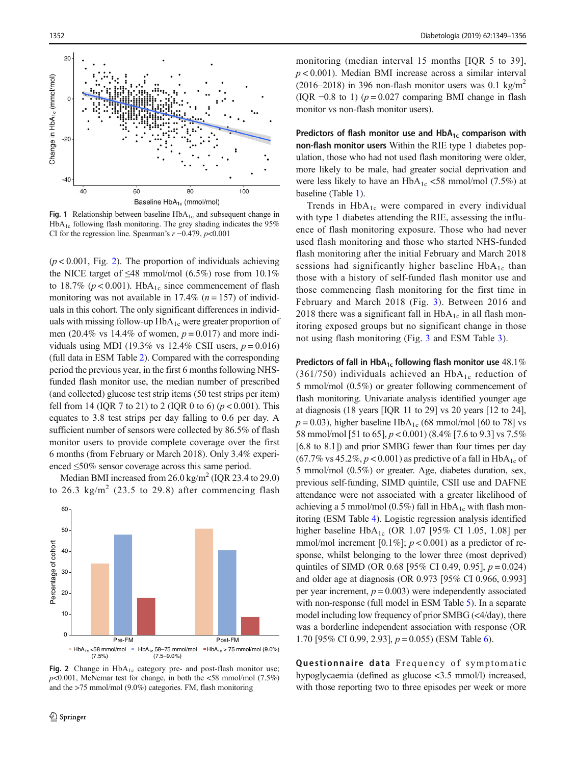Fig. 1 Relationship between baseline $HbA_{1c}$ and subsequent change in $HbA_{1c}$ following flash monitoring. The grey shading indicates the 95% CI for the regression line. Spearman's $r$ −0.479, $p$<0.001

($p$ < 0.001, Fig. 2). The proportion of individuals achieving the NICE target of ≤48 mmol/mol (6.5%) rose from 10.1% to 18.7% ($p$ < 0.001). $HbA_{1c}$ since commencement of flash monitoring was not available in 17.4% ($n$ = 157) of individuals in this cohort. The only significant differences in individuals with missing follow-up $HbA_{1c}$ were greater proportion of men (20.4% vs 14.4% of women, $p$ = 0.017) and more individuals using MDI (19.3% vs 12.4% CSII users, $p$ = 0.016) (full data in ESM Table 2). Compared with the corresponding period the previous year, in the first 6 months following NHS-funded flash monitor use, the median number of prescribed (and collected) glucose test strip items (50 test strips per item) fell from 14 (IQR 7 to 21) to 2 (IQR 0 to 6) ($p$ < 0.001). This equates to 3.8 test strips per day falling to 0.6 per day. A sufficient number of sensors were collected by 86.5% of flash monitor users to provide complete coverage over the first 6 months (from February or March 2018). Only 3.4% experienced ≤50% sensor coverage across this same period.

Median BMI increased from 26.0 kg/m$^2$ (IQR 23.4 to 29.0) to 26.3 kg/m$^2$ (23.5 to 29.8) after commencing flash monitoring (median interval 15 months [IQR 5 to 39], $p$ < 0.001). Median BMI increase across a similar interval (2016–2018) in 396 non-flash monitor users was 0.1 kg/m$^2$ (IQR −0.8 to 1) ($p$ = 0.027 comparing BMI change in flash monitor vs non-flash monitor users).

Fig. 2 Change in $HbA_{1c}$ category pre- and post-flash monitor use; $p$<0.001, McNemar test for change, in both the <58 mmol/mol (7.5%) and the >75 mmol/mol (9.0%) categories. FM, flash monitoring

**Predictors of flash monitor use and $HbA_{1c}$ comparison with non-flash monitor users** Within the RIE type 1 diabetes population, those who had not used flash monitoring were older, more likely to be male, had greater social deprivation and were less likely to have an $HbA_{1c}$ <58 mmol/mol (7.5%) at baseline (Table 1).

Trends in $HbA_{1c}$ were compared in every individual with type 1 diabetes attending the RIE, assessing the influence of flash monitoring exposure. Those who had never used flash monitoring and those who started NHS-funded flash monitoring after the initial February and March 2018 sessions had significantly higher baseline $HbA_{1c}$ than those with a history of self-funded flash monitor use and those commencing flash monitoring for the first time in February and March 2018 (Fig. 3). Between 2016 and 2018 there was a significant fall in $HbA_{1c}$ in all flash monitoring exposed groups but no significant change in those not using flash monitoring (Fig. 3 and ESM Table 3).

**Predictors of fall in $HbA_{1c}$ following flash monitor use** 48.1% (361/750) individuals achieved an $HbA_{1c}$ reduction of 5 mmol/mol (0.5%) or greater following commencement of flash monitoring. Univariate analysis identified younger age at diagnosis (18 years [IQR 11 to 29] vs 20 years [12 to 24], $p$ = 0.03), higher baseline $HbA_{1c}$ (68 mmol/mol [60 to 78] vs 58 mmol/mol [51 to 65], $p$ < 0.001) (8.4% [7.6 to 9.3] vs 7.5% [6.8 to 8.1]) and prior SMBG fewer than four times per day (67.7% vs 45.2%, $p$ < 0.001) as predictive of a fall in $HbA_{1c}$ of 5 mmol/mol (0.5%) or greater. Age, diabetes duration, sex, previous self-funding, SIMD quintile, CSII use and DAFNE attendance were not associated with a greater likelihood of achieving a 5 mmol/mol (0.5%) fall in $HbA_{1c}$ with flash monitoring (ESM Table 4). Logistic regression analysis identified higher baseline $HbA_{1c}$ (OR 1.07 [95% CI 1.05, 1.08] per mmol/mol increment [0.1%]; $p$ < 0.001) as a predictor of response, whilst belonging to the lower three (most deprived) quintiles of SIMD (OR 0.68 [95% CI 0.49, 0.95], $p$ = 0.024) and older age at diagnosis (OR 0.973 [95% CI 0.966, 0.993] per year increment, $p$ = 0.003) were independently associated with non-response (full model in ESM Table 5). In a separate model including low frequency of prior SMBG (<4/day), there was a borderline independent association with response (OR 1.70 [95% CI 0.99, 2.93], $p$ = 0.055) (ESM Table 6).

**Questionnaire data** Frequency of symptomatic hypoglycaemia (defined as glucose <3.5 mmol/l) increased, with those reporting two to three episodes per week or more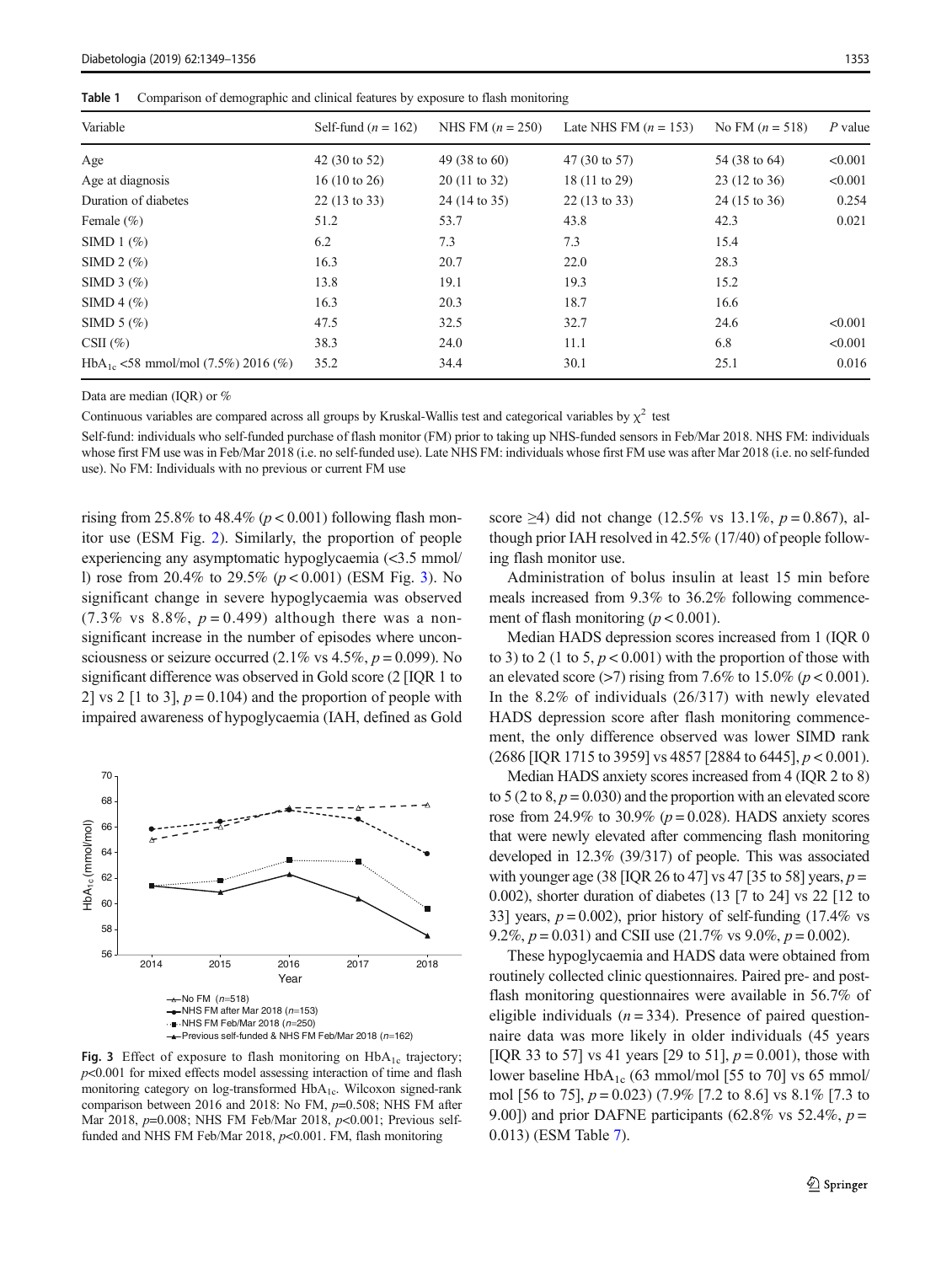**Table 1** Comparison of demographic and clinical features by exposure to flash monitoring

| Variable | Self-fund ($n = 162$) | NHS FM ($n = 250$) | Late NHS FM ($n = 153$) | No FM ($n = 518$) | $P$ value |
|---|---|---|---|---|---|
| Age | 42 (30 to 52) | 49 (38 to 60) | 47 (30 to 57) | 54 (38 to 64) | <0.001 |
| Age at diagnosis | 16 (10 to 26) | 20 (11 to 32) | 18 (11 to 29) | 23 (12 to 36) | <0.001 |
| Duration of diabetes | 22 (13 to 33) | 24 (14 to 35) | 22 (13 to 33) | 24 (15 to 36) | 0.254 |
| Female (%) | 51.2 | 53.7 | 43.8 | 42.3 | 0.021 |
| SIMD 1 (%) | 6.2 | 7.3 | 7.3 | 15.4 | |
| SIMD 2 (%) | 16.3 | 20.7 | 22.0 | 28.3 | |
| SIMD 3 (%) | 13.8 | 19.1 | 19.3 | 15.2 | |
| SIMD 4 (%) | 16.3 | 20.3 | 18.7 | 16.6 | |
| SIMD 5 (%) | 47.5 | 32.5 | 32.7 | 24.6 | <0.001 |
| CSII (%) | 38.3 | 24.0 | 11.1 | 6.8 | <0.001 |
| $HbA_{1c}$ <58 mmol/mol (7.5%) 2016 (%) | 35.2 | 34.4 | 30.1 | 25.1 | 0.016 |

Data are median (IQR) or %

Continuous variables are compared across all groups by Kruskal-Wallis test and categorical variables by $\chi^2$ test

Self-fund: individuals who self-funded purchase of flash monitor (FM) prior to taking up NHS-funded sensors in Feb/Mar 2018. NHS FM: individuals whose first FM use was in Feb/Mar 2018 (i.e. no self-funded use). Late NHS FM: individuals whose first FM use was after Mar 2018 (i.e. no self-funded use). No FM: Individuals with no previous or current FM use

rising from 25.8% to 48.4% ($p < 0.001$) following flash monitor use (ESM Fig. 2). Similarly, the proportion of people experiencing any asymptomatic hypoglycaemia (<3.5 mmol/l) rose from 20.4% to 29.5% ($p < 0.001$) (ESM Fig. 3). No significant change in severe hypoglycaemia was observed (7.3% vs 8.8%, $p = 0.499$) although there was a non-significant increase in the number of episodes where unconsciousness or seizure occurred (2.1% vs 4.5%, $p = 0.099$). No significant difference was observed in Gold score (2 [IQR 1 to 2] vs 2 [1 to 3], $p = 0.104$) and the proportion of people with impaired awareness of hypoglycaemia (IAH, defined as Gold score ≥4) did not change (12.5% vs 13.1%, $p = 0.867$), although prior IAH resolved in 42.5% (17/40) of people following flash monitor use.

**Fig. 3** Effect of exposure to flash monitoring on $HbA_{1c}$ trajectory; $p$<0.001 for mixed effects model assessing interaction of time and flash monitoring category on log-transformed $HbA_{1c}$. Wilcoxon signed-rank comparison between 2016 and 2018: No FM, $p$=0.508; NHS FM after Mar 2018, $p$=0.008; NHS FM Feb/Mar 2018, $p$<0.001; Previous self-funded and NHS FM Feb/Mar 2018, $p$<0.001. FM, flash monitoring

Administration of bolus insulin at least 15 min before meals increased from 9.3% to 36.2% following commencement of flash monitoring ($p < 0.001$).

Median HADS depression scores increased from 1 (IQR 0 to 3) to 2 (1 to 5, $p < 0.001$) with the proportion of those with an elevated score (>7) rising from 7.6% to 15.0% ($p < 0.001$). In the 8.2% of individuals (26/317) with newly elevated HADS depression score after flash monitoring commencement, the only difference observed was lower SIMD rank (2686 [IQR 1715 to 3959] vs 4857 [2884 to 6445], $p < 0.001$).

Median HADS anxiety scores increased from 4 (IQR 2 to 8) to 5 (2 to 8, $p = 0.030$) and the proportion with an elevated score rose from 24.9% to 30.9% ($p = 0.028$). HADS anxiety scores that were newly elevated after commencing flash monitoring developed in 12.3% (39/317) of people. This was associated with younger age (38 [IQR 26 to 47] vs 47 [35 to 58] years, $p = 0.002$), shorter duration of diabetes (13 [7 to 24] vs 22 [12 to 33] years, $p = 0.002$), prior history of self-funding (17.4% vs 9.2%, $p = 0.031$) and CSII use (21.7% vs 9.0%, $p = 0.002$).

These hypoglycaemia and HADS data were obtained from routinely collected clinic questionnaires. Paired pre- and post-flash monitoring questionnaires were available in 56.7% of eligible individuals ($n = 334$). Presence of paired questionnaire data was more likely in older individuals (45 years [IQR 33 to 57] vs 41 years [29 to 51], $p = 0.001$), those with lower baseline $HbA_{1c}$ (63 mmol/mol [55 to 70] vs 65 mmol/mol [56 to 75], $p = 0.023$) (7.9% [7.2 to 8.6] vs 8.1% [7.3 to 9.00]) and prior DAFNE participants (62.8% vs 52.4%, $p = 0.013$) (ESM Table 7).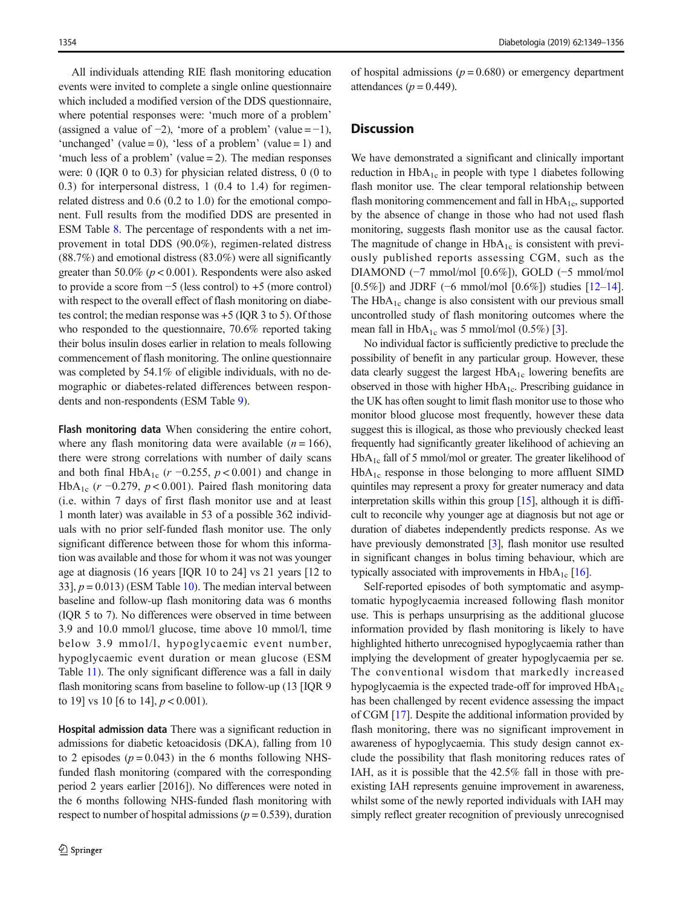All individuals attending RIE flash monitoring education events were invited to complete a single online questionnaire which included a modified version of the DDS questionnaire, where potential responses were: 'much more of a problem' (assigned a value of −2), 'more of a problem' (value = −1), 'unchanged' (value = 0), 'less of a problem' (value = 1) and 'much less of a problem' (value = 2). The median responses were: 0 (IQR 0 to 0.3) for physician related distress, 0 (0 to 0.3) for interpersonal distress, 1 (0.4 to 1.4) for regimen-related distress and 0.6 (0.2 to 1.0) for the emotional component. Full results from the modified DDS are presented in ESM Table 8. The percentage of respondents with a net improvement in total DDS (90.0%), regimen-related distress (88.7%) and emotional distress (83.0%) were all significantly greater than 50.0% ($p < 0.001$). Respondents were also asked to provide a score from −5 (less control) to +5 (more control) with respect to the overall effect of flash monitoring on diabetes control; the median response was +5 (IQR 3 to 5). Of those who responded to the questionnaire, 70.6% reported taking their bolus insulin doses earlier in relation to meals following commencement of flash monitoring. The online questionnaire was completed by 54.1% of eligible individuals, with no demographic or diabetes-related differences between respondents and non-respondents (ESM Table 9).

**Flash monitoring data** When considering the entire cohort, where any flash monitoring data were available ($n = 166$), there were strong correlations with number of daily scans and both final $HbA_{1c}$ ($r$ −0.255, $p < 0.001$) and change in $HbA_{1c}$ ($r$ −0.279, $p < 0.001$). Paired flash monitoring data (i.e. within 7 days of first flash monitor use and at least 1 month later) was available in 53 of a possible 362 individuals with no prior self-funded flash monitor use. The only significant difference between those for whom this information was available and those for whom it was not was younger age at diagnosis (16 years [IQR 10 to 24] vs 21 years [12 to 33], $p = 0.013$) (ESM Table 10). The median interval between baseline and follow-up flash monitoring data was 6 months (IQR 5 to 7). No differences were observed in time between 3.9 and 10.0 mmol/l glucose, time above 10 mmol/l, time below 3.9 mmol/l, hypoglycaemic event number, hypoglycaemic event duration or mean glucose (ESM Table 11). The only significant difference was a fall in daily flash monitoring scans from baseline to follow-up (13 [IQR 9 to 19] vs 10 [6 to 14], $p < 0.001$).

**Hospital admission data** There was a significant reduction in admissions for diabetic ketoacidosis (DKA), falling from 10 to 2 episodes ($p = 0.043$) in the 6 months following NHS-funded flash monitoring (compared with the corresponding period 2 years earlier [2016]). No differences were noted in the 6 months following NHS-funded flash monitoring with respect to number of hospital admissions ($p = 0.539$), duration of hospital admissions ($p = 0.680$) or emergency department attendances ($p = 0.449$).

## Discussion

We have demonstrated a significant and clinically important reduction in $HbA_{1c}$ in people with type 1 diabetes following flash monitor use. The clear temporal relationship between flash monitoring commencement and fall in $HbA_{1c}$, supported by the absence of change in those who had not used flash monitoring, suggests flash monitor use as the causal factor. The magnitude of change in $HbA_{1c}$ is consistent with previously published reports assessing CGM, such as the DIAMOND (−7 mmol/mol [0.6%]), GOLD (−5 mmol/mol [0.5%]) and JDRF (−6 mmol/mol [0.6%]) studies [12–14]. The $HbA_{1c}$ change is also consistent with our previous small uncontrolled study of flash monitoring outcomes where the mean fall in $HbA_{1c}$ was 5 mmol/mol (0.5%) [3].

No individual factor is sufficiently predictive to preclude the possibility of benefit in any particular group. However, these data clearly suggest the largest $HbA_{1c}$ lowering benefits are observed in those with higher $HbA_{1c}$. Prescribing guidance in the UK has often sought to limit flash monitor use to those who monitor blood glucose most frequently, however these data suggest this is illogical, as those who previously checked least frequently had significantly greater likelihood of achieving an $HbA_{1c}$ fall of 5 mmol/mol or greater. The greater likelihood of $HbA_{1c}$ response in those belonging to more affluent SIMD quintiles may represent a proxy for greater numeracy and data interpretation skills within this group [15], although it is difficult to reconcile why younger age at diagnosis but not age or duration of diabetes independently predicts response. As we have previously demonstrated [3], flash monitor use resulted in significant changes in bolus timing behaviour, which are typically associated with improvements in $HbA_{1c}$ [16].

Self-reported episodes of both symptomatic and asymptomatic hypoglycaemia increased following flash monitor use. This is perhaps unsurprising as the additional glucose information provided by flash monitoring is likely to have highlighted hitherto unrecognised hypoglycaemia rather than implying the development of greater hypoglycaemia per se. The conventional wisdom that markedly increased hypoglycaemia is the expected trade-off for improved $HbA_{1c}$ has been challenged by recent evidence assessing the impact of CGM [17]. Despite the additional information provided by flash monitoring, there was no significant improvement in awareness of hypoglycaemia. This study design cannot exclude the possibility that flash monitoring reduces rates of IAH, as it is possible that the 42.5% fall in those with pre-existing IAH represents genuine improvement in awareness, whilst some of the newly reported individuals with IAH may simply reflect greater recognition of previously unrecognised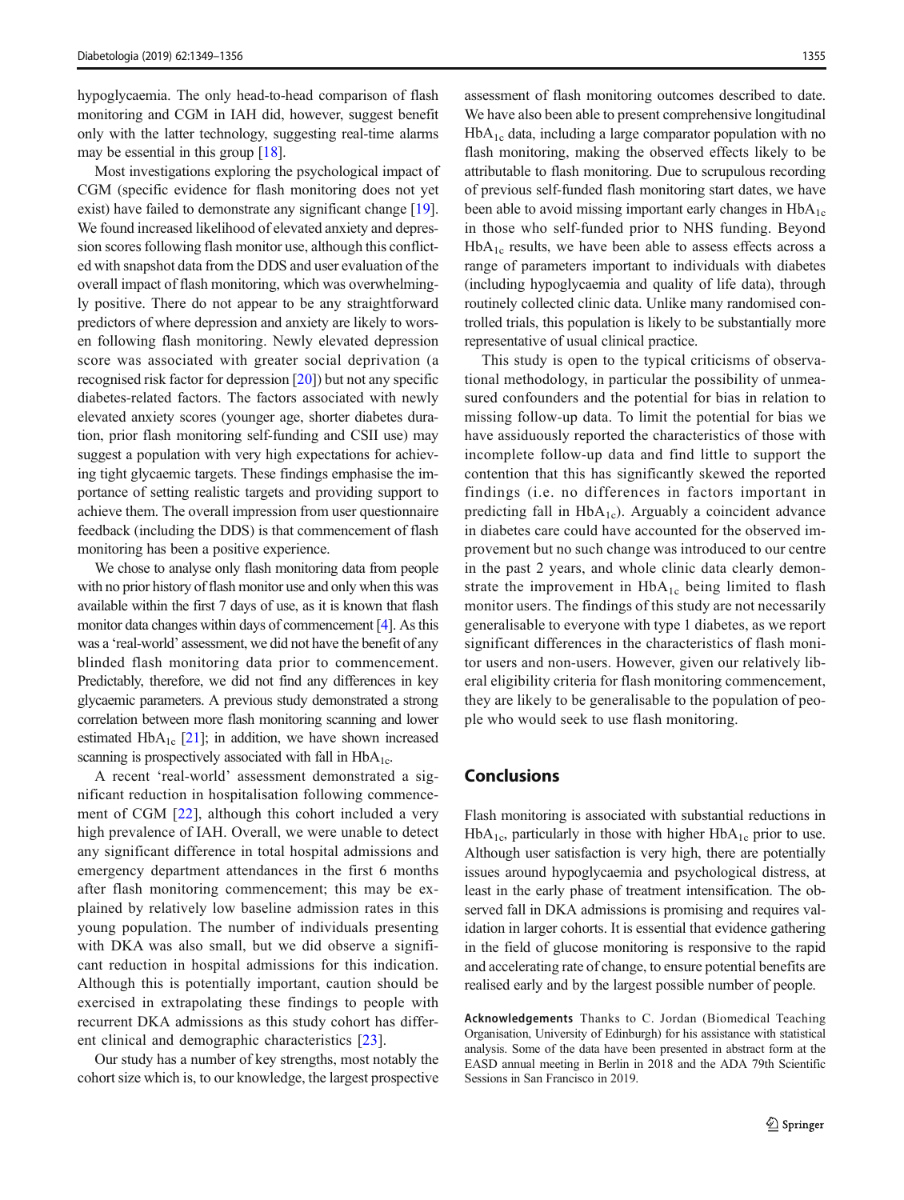hypoglycaemia. The only head-to-head comparison of flash monitoring and CGM in IAH did, however, suggest benefit only with the latter technology, suggesting real-time alarms may be essential in this group [18].

Most investigations exploring the psychological impact of CGM (specific evidence for flash monitoring does not yet exist) have failed to demonstrate any significant change [19]. We found increased likelihood of elevated anxiety and depression scores following flash monitor use, although this conflicted with snapshot data from the DDS and user evaluation of the overall impact of flash monitoring, which was overwhelmingly positive. There do not appear to be any straightforward predictors of where depression and anxiety are likely to worsen following flash monitoring. Newly elevated depression score was associated with greater social deprivation (a recognised risk factor for depression [20]) but not any specific diabetes-related factors. The factors associated with newly elevated anxiety scores (younger age, shorter diabetes duration, prior flash monitoring self-funding and CSII use) may suggest a population with very high expectations for achieving tight glycaemic targets. These findings emphasise the importance of setting realistic targets and providing support to achieve them. The overall impression from user questionnaire feedback (including the DDS) is that commencement of flash monitoring has been a positive experience.

We chose to analyse only flash monitoring data from people with no prior history of flash monitor use and only when this was available within the first 7 days of use, as it is known that flash monitor data changes within days of commencement [4]. As this was a 'real-world' assessment, we did not have the benefit of any blinded flash monitoring data prior to commencement. Predictably, therefore, we did not find any differences in key glycaemic parameters. A previous study demonstrated a strong correlation between more flash monitoring scanning and lower estimated $HbA_{1c}$ [21]; in addition, we have shown increased scanning is prospectively associated with fall in $HbA_{1c}$.

A recent 'real-world' assessment demonstrated a significant reduction in hospitalisation following commencement of CGM [22], although this cohort included a very high prevalence of IAH. Overall, we were unable to detect any significant difference in total hospital admissions and emergency department attendances in the first 6 months after flash monitoring commencement; this may be explained by relatively low baseline admission rates in this young population. The number of individuals presenting with DKA was also small, but we did observe a significant reduction in hospital admissions for this indication. Although this is potentially important, caution should be exercised in extrapolating these findings to people with recurrent DKA admissions as this study cohort has different clinical and demographic characteristics [23].

Our study has a number of key strengths, most notably the cohort size which is, to our knowledge, the largest prospective assessment of flash monitoring outcomes described to date. We have also been able to present comprehensive longitudinal $HbA_{1c}$ data, including a large comparator population with no flash monitoring, making the observed effects likely to be attributable to flash monitoring. Due to scrupulous recording of previous self-funded flash monitoring start dates, we have been able to avoid missing important early changes in $HbA_{1c}$ in those who self-funded prior to NHS funding. Beyond $HbA_{1c}$ results, we have been able to assess effects across a range of parameters important to individuals with diabetes (including hypoglycaemia and quality of life data), through routinely collected clinic data. Unlike many randomised controlled trials, this population is likely to be substantially more representative of usual clinical practice.

This study is open to the typical criticisms of observational methodology, in particular the possibility of unmeasured confounders and the potential for bias in relation to missing follow-up data. To limit the potential for bias we have assiduously reported the characteristics of those with incomplete follow-up data and find little to support the contention that this has significantly skewed the reported findings (i.e. no differences in factors important in predicting fall in $HbA_{1c}$). Arguably a coincident advance in diabetes care could have accounted for the observed improvement but no such change was introduced to our centre in the past 2 years, and whole clinic data clearly demonstrate the improvement in $HbA_{1c}$ being limited to flash monitor users. The findings of this study are not necessarily generalisable to everyone with type 1 diabetes, as we report significant differences in the characteristics of flash monitor users and non-users. However, given our relatively liberal eligibility criteria for flash monitoring commencement, they are likely to be generalisable to the population of people who would seek to use flash monitoring.

## Conclusions

Flash monitoring is associated with substantial reductions in $HbA_{1c}$, particularly in those with higher $HbA_{1c}$ prior to use. Although user satisfaction is very high, there are potentially issues around hypoglycaemia and psychological distress, at least in the early phase of treatment intensification. The observed fall in DKA admissions is promising and requires validation in larger cohorts. It is essential that evidence gathering in the field of glucose monitoring is responsive to the rapid and accelerating rate of change, to ensure potential benefits are realised early and by the largest possible number of people.

**Acknowledgements** Thanks to C. Jordan (Biomedical Teaching Organisation, University of Edinburgh) for his assistance with statistical analysis. Some of the data have been presented in abstract form at the EASD annual meeting in Berlin in 2018 and the ADA 79th Scientific Sessions in San Francisco in 2019.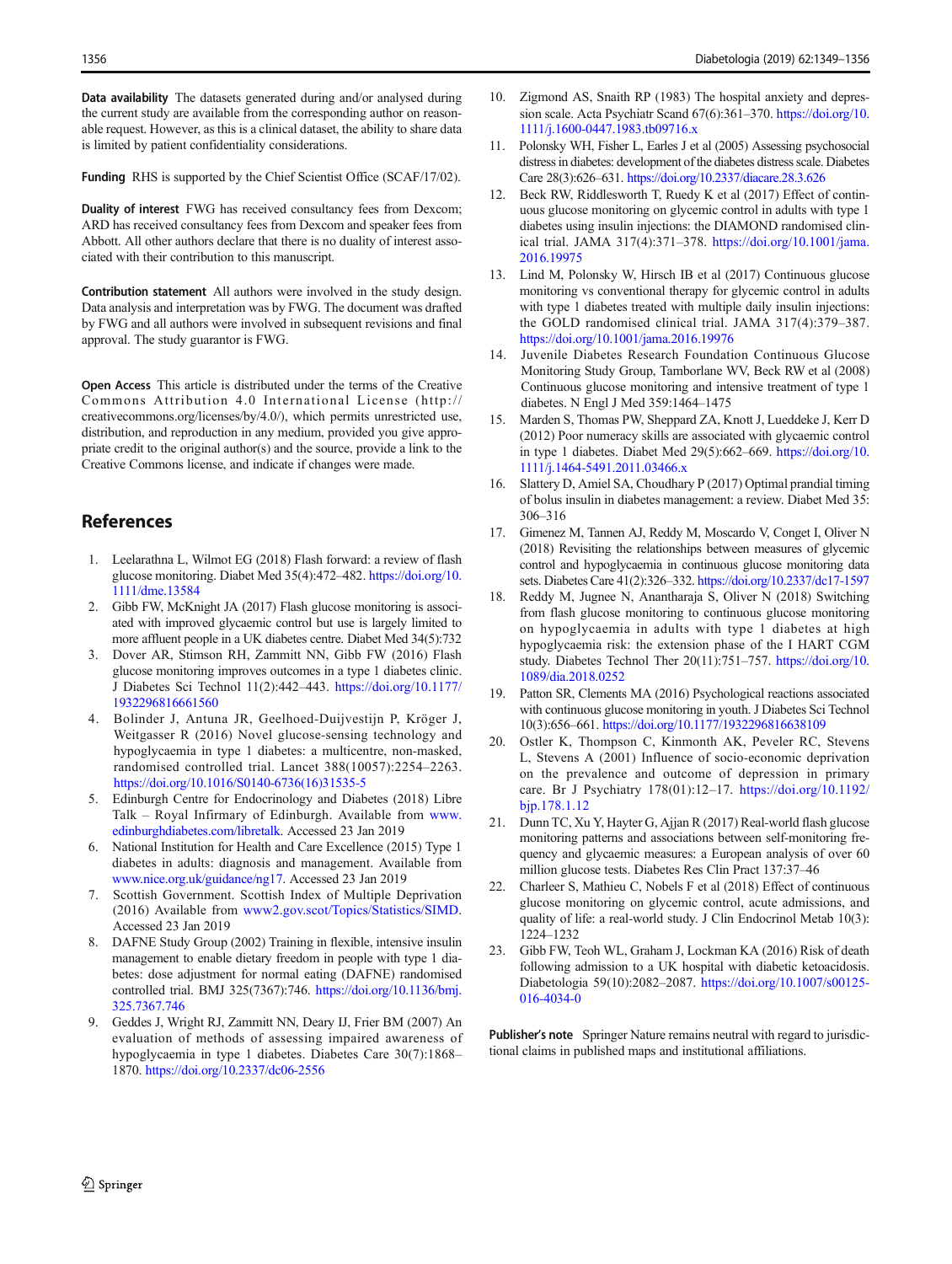**Data availability** The datasets generated during and/or analysed during the current study are available from the corresponding author on reasonable request. However, as this is a clinical dataset, the ability to share data is limited by patient confidentiality considerations.

**Funding** RHS is supported by the Chief Scientist Office (SCAF/17/02).

**Duality of interest** FWG has received consultancy fees from Dexcom; ARD has received consultancy fees from Dexcom and speaker fees from Abbott. All other authors declare that there is no duality of interest associated with their contribution to this manuscript.

**Contribution statement** All authors were involved in the study design. Data analysis and interpretation was by FWG. The document was drafted by FWG and all authors were involved in subsequent revisions and final approval. The study guarantor is FWG.

**Open Access** This article is distributed under the terms of the Creative Commons Attribution 4.0 International License (http://creativecommons.org/licenses/by/4.0/), which permits unrestricted use, distribution, and reproduction in any medium, provided you give appropriate credit to the original author(s) and the source, provide a link to the Creative Commons license, and indicate if changes were made.

## References

1. Leelarathna L, Wilmot EG (2018) Flash forward: a review of flash glucose monitoring. Diabet Med 35(4):472–482. https://doi.org/10.1111/dme.13584
2. Gibb FW, McKnight JA (2017) Flash glucose monitoring is associated with improved glycaemic control but use is largely limited to more affluent people in a UK diabetes centre. Diabet Med 34(5):732
3. Dover AR, Stimson RH, Zammitt NN, Gibb FW (2016) Flash glucose monitoring improves outcomes in a type 1 diabetes clinic. J Diabetes Sci Technol 11(2):442–443. https://doi.org/10.1177/1932296816661560
4. Bolinder J, Antuna JR, Geelhoed-Duijvestijn P, Kröger J, Weitgasser R (2016) Novel glucose-sensing technology and hypoglycaemia in type 1 diabetes: a multicentre, non-masked, randomised controlled trial. Lancet 388(10057):2254–2263. https://doi.org/10.1016/S0140-6736(16)31535-5
5. Edinburgh Centre for Endocrinology and Diabetes (2018) Libre Talk – Royal Infirmary of Edinburgh. Available from www.edinburghdiabetes.com/libretalk. Accessed 23 Jan 2019
6. National Institution for Health and Care Excellence (2015) Type 1 diabetes in adults: diagnosis and management. Available from www.nice.org.uk/guidance/ng17. Accessed 23 Jan 2019
7. Scottish Government. Scottish Index of Multiple Deprivation (2016) Available from www2.gov.scot/Topics/Statistics/SIMD. Accessed 23 Jan 2019
8. DAFNE Study Group (2002) Training in flexible, intensive insulin management to enable dietary freedom in people with type 1 diabetes: dose adjustment for normal eating (DAFNE) randomised controlled trial. BMJ 325(7367):746. https://doi.org/10.1136/bmj.325.7367.746
9. Geddes J, Wright RJ, Zammitt NN, Deary IJ, Frier BM (2007) An evaluation of methods of assessing impaired awareness of hypoglycaemia in type 1 diabetes. Diabetes Care 30(7):1868–1870. https://doi.org/10.2337/dc06-2556
10. Zigmond AS, Snaith RP (1983) The hospital anxiety and depression scale. Acta Psychiatr Scand 67(6):361–370. https://doi.org/10.1111/j.1600-0447.1983.tb09716.x
11. Polonsky WH, Fisher L, Earles J et al (2005) Assessing psychosocial distress in diabetes: development of the diabetes distress scale. Diabetes Care 28(3):626–631. https://doi.org/10.2337/diacare.28.3.626
12. Beck RW, Riddlesworth T, Ruedy K et al (2017) Effect of continuous glucose monitoring on glycemic control in adults with type 1 diabetes using insulin injections: the DIAMOND randomised clinical trial. JAMA 317(4):371–378. https://doi.org/10.1001/jama.2016.19975
13. Lind M, Polonsky W, Hirsch IB et al (2017) Continuous glucose monitoring vs conventional therapy for glycemic control in adults with type 1 diabetes treated with multiple daily insulin injections: the GOLD randomised clinical trial. JAMA 317(4):379–387. https://doi.org/10.1001/jama.2016.19976
14. Juvenile Diabetes Research Foundation Continuous Glucose Monitoring Study Group, Tamborlane WV, Beck RW et al (2008) Continuous glucose monitoring and intensive treatment of type 1 diabetes. N Engl J Med 359:1464–1475
15. Marden S, Thomas PW, Sheppard ZA, Knott J, Lueddeke J, Kerr D (2012) Poor numeracy skills are associated with glycaemic control in type 1 diabetes. Diabet Med 29(5):662–669. https://doi.org/10.1111/j.1464-5491.2011.03466.x
16. Slattery D, Amiel SA, Choudhary P (2017) Optimal prandial timing of bolus insulin in diabetes management: a review. Diabet Med 35:306–316
17. Gimenez M, Tannen AJ, Reddy M, Moscardo V, Conget I, Oliver N (2018) Revisiting the relationships between measures of glycemic control and hypoglycaemia in continuous glucose monitoring data sets. Diabetes Care 41(2):326–332. https://doi.org/10.2337/dc17-1597
18. Reddy M, Jugnee N, Anantharaja S, Oliver N (2018) Switching from flash glucose monitoring to continuous glucose monitoring on hypoglycaemia in adults with type 1 diabetes at high hypoglycaemia risk: the extension phase of the I HART CGM study. Diabetes Technol Ther 20(11):751–757. https://doi.org/10.1089/dia.2018.0252
19. Patton SR, Clements MA (2016) Psychological reactions associated with continuous glucose monitoring in youth. J Diabetes Sci Technol 10(3):656–661. https://doi.org/10.1177/1932296816638109
20. Ostler K, Thompson C, Kinmonth AK, Peveler RC, Stevens L, Stevens A (2001) Influence of socio-economic deprivation on the prevalence and outcome of depression in primary care. Br J Psychiatry 178(01):12–17. https://doi.org/10.1192/bjp.178.1.12
21. Dunn TC, Xu Y, Hayter G, Ajjan R (2017) Real-world flash glucose monitoring patterns and associations between self-monitoring frequency and glycaemic measures: a European analysis of over 60 million glucose tests. Diabetes Res Clin Pract 137:37–46
22. Charleer S, Mathieu C, Nobels F et al (2018) Effect of continuous glucose monitoring on glycemic control, acute admissions, and quality of life: a real-world study. J Clin Endocrinol Metab 10(3):1224–1232
23. Gibb FW, Teoh WL, Graham J, Lockman KA (2016) Risk of death following admission to a UK hospital with diabetic ketoacidosis. Diabetologia 59(10):2082–2087. https://doi.org/10.1007/s00125-016-4034-0

**Publisher's note** Springer Nature remains neutral with regard to jurisdictional claims in published maps and institutional affiliations.